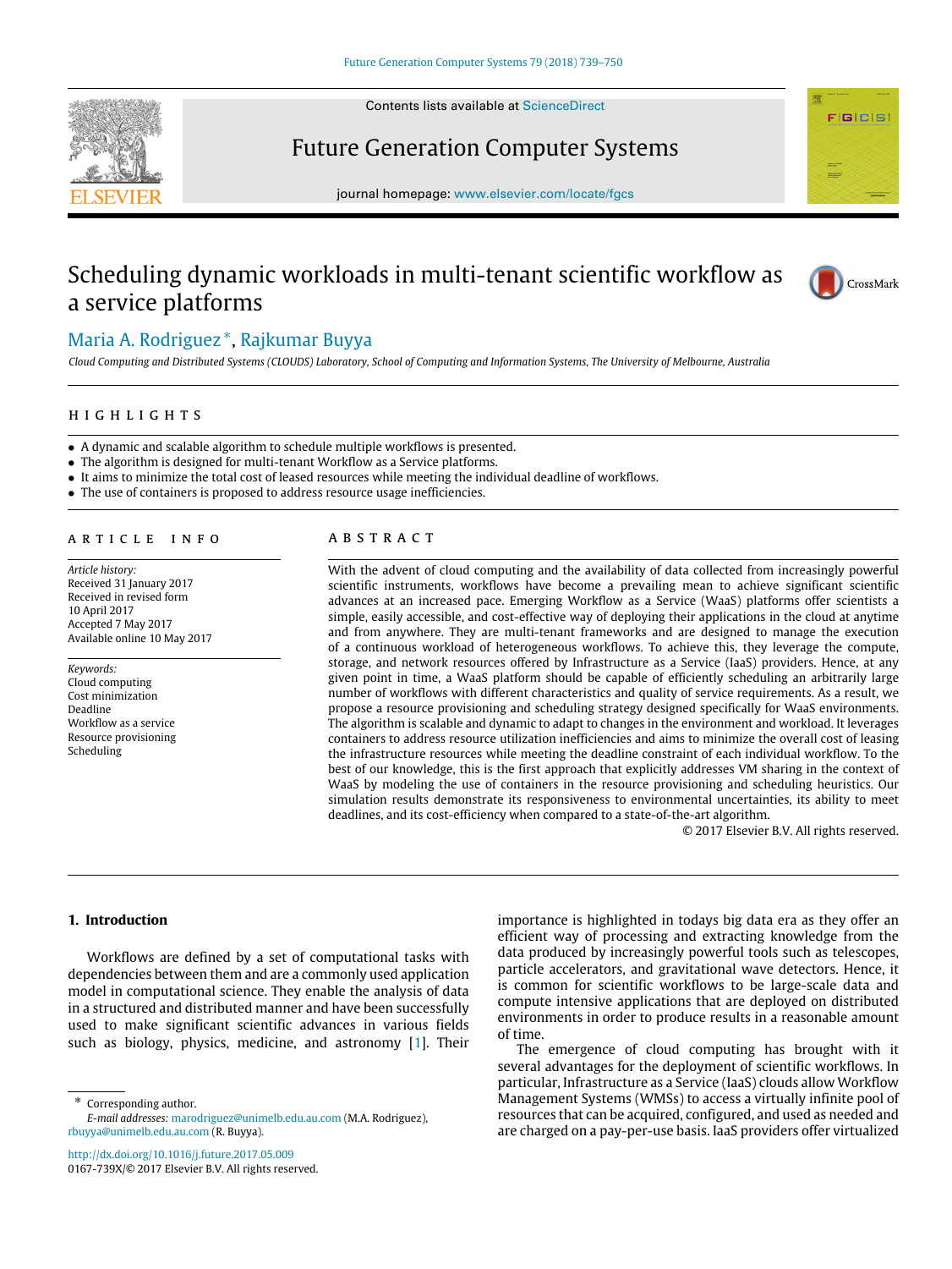Contents lists available at ScienceDirect

# Future Generation Computer Systems

journal homepage: www.elsevier.com/locate/fgcs

# Scheduling dynamic workloads in multi-tenant scientific workflow as a service platforms

Maria A. Rodriguez*, Rajkumar Buyya

*Cloud Computing and Distributed Systems (CLOUDS) Laboratory, School of Computing and Information Systems, The University of Melbourne, Australia*

## HIGHLIGHTS

- A dynamic and scalable algorithm to schedule multiple workflows is presented.
- The algorithm is designed for multi-tenant Workflow as a Service platforms.
- It aims to minimize the total cost of leased resources while meeting the individual deadline of workflows.
- The use of containers is proposed to address resource usage inefficiencies.

## ARTICLE INFO

*Article history:*
Received 31 January 2017
Received in revised form
10 April 2017
Accepted 7 May 2017
Available online 10 May 2017

*Keywords:*
Cloud computing
Cost minimization
Deadline
Workflow as a service
Resource provisioning
Scheduling

## ABSTRACT

With the advent of cloud computing and the availability of data collected from increasingly powerful scientific instruments, workflows have become a prevailing mean to achieve significant scientific advances at an increased pace. Emerging Workflow as a Service (WaaS) platforms offer scientists a simple, easily accessible, and cost-effective way of deploying their applications in the cloud at anytime and from anywhere. They are multi-tenant frameworks and are designed to manage the execution of a continuous workload of heterogeneous workflows. To achieve this, they leverage the compute, storage, and network resources offered by Infrastructure as a Service (IaaS) providers. Hence, at any given point in time, a WaaS platform should be capable of efficiently scheduling an arbitrarily large number of workflows with different characteristics and quality of service requirements. As a result, we propose a resource provisioning and scheduling strategy designed specifically for WaaS environments. The algorithm is scalable and dynamic to adapt to changes in the environment and workload. It leverages containers to address resource utilization inefficiencies and aims to minimize the overall cost of leasing the infrastructure resources while meeting the deadline constraint of each individual workflow. To the best of our knowledge, this is the first approach that explicitly addresses VM sharing in the context of WaaS by modeling the use of containers in the resource provisioning and scheduling heuristics. Our simulation results demonstrate its responsiveness to environmental uncertainties, its ability to meet deadlines, and its cost-efficiency when compared to a state-of-the-art algorithm.

© 2017 Elsevier B.V. All rights reserved.

## 1. Introduction

Workflows are defined by a set of computational tasks with dependencies between them and are a commonly used application model in computational science. They enable the analysis of data in a structured and distributed manner and have been successfully used to make significant scientific advances in various fields such as biology, physics, medicine, and astronomy [1]. Their importance is highlighted in todays big data era as they offer an efficient way of processing and extracting knowledge from the data produced by increasingly powerful tools such as telescopes, particle accelerators, and gravitational wave detectors. Hence, it is common for scientific workflows to be large-scale data and compute intensive applications that are deployed on distributed environments in order to produce results in a reasonable amount of time.

The emergence of cloud computing has brought with it several advantages for the deployment of scientific workflows. In particular, Infrastructure as a Service (IaaS) clouds allow Workflow Management Systems (WMSs) to access a virtually infinite pool of resources that can be acquired, configured, and used as needed and are charged on a pay-per-use basis. IaaS providers offer virtualized

* Corresponding author.
*E-mail addresses:* marodriguez@unimelb.edu.au.com (M.A. Rodriguez), rbuyya@unimelb.edu.au.com (R. Buyya).

http://dx.doi.org/10.1016/j.future.2017.05.009
0167-739X/© 2017 Elsevier B.V. All rights reserved.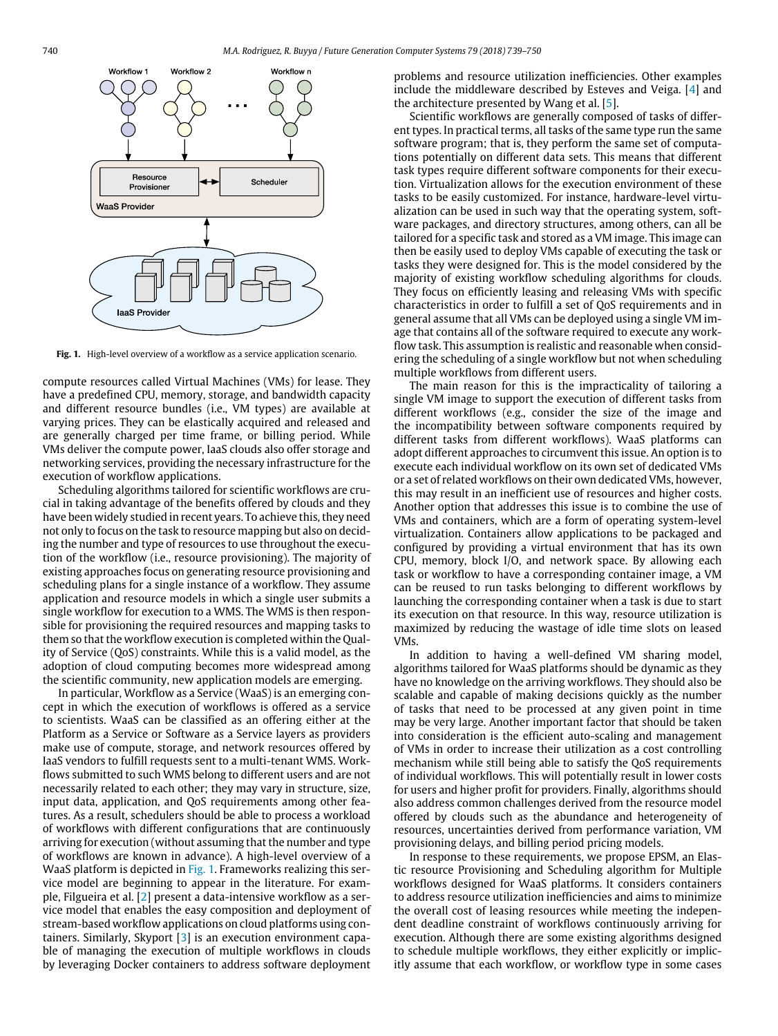Workflow 1

Workflow 2

Workflow n

Resource Provisioner

Scheduler

WaaS Provider

IaaS Provider

**Fig. 1.** High-level overview of a workflow as a service application scenario.

compute resources called Virtual Machines (VMs) for lease. They have a predefined CPU, memory, storage, and bandwidth capacity and different resource bundles (i.e., VM types) are available at varying prices. They can be elastically acquired and released and are generally charged per time frame, or billing period. While VMs deliver the compute power, IaaS clouds also offer storage and networking services, providing the necessary infrastructure for the execution of workflow applications.

Scheduling algorithms tailored for scientific workflows are crucial in taking advantage of the benefits offered by clouds and they have been widely studied in recent years. To achieve this, they need not only to focus on the task to resource mapping but also on deciding the number and type of resources to use throughout the execution of the workflow (i.e., resource provisioning). The majority of existing approaches focus on generating resource provisioning and scheduling plans for a single instance of a workflow. They assume application and resource models in which a single user submits a single workflow for execution to a WMS. The WMS is then responsible for provisioning the required resources and mapping tasks to them so that the workflow execution is completed within the Quality of Service (QoS) constraints. While this is a valid model, as the adoption of cloud computing becomes more widespread among the scientific community, new application models are emerging.

In particular, Workflow as a Service (WaaS) is an emerging concept in which the execution of workflows is offered as a service to scientists. WaaS can be classified as an offering either at the Platform as a Service or Software as a Service layers as providers make use of compute, storage, and network resources offered by IaaS vendors to fulfill requests sent to a multi-tenant WMS. Workflows submitted to such WMS belong to different users and are not necessarily related to each other; they may vary in structure, size, input data, application, and QoS requirements among other features. As a result, schedulers should be able to process a workload of workflows with different configurations that are continuously arriving for execution (without assuming that the number and type of workflows are known in advance). A high-level overview of a WaaS platform is depicted in Fig. 1. Frameworks realizing this service model are beginning to appear in the literature. For example, Filgueira et al. [2] present a data-intensive workflow as a service model that enables the easy composition and deployment of stream-based workflow applications on cloud platforms using containers. Similarly, Skyport [3] is an execution environment capable of managing the execution of multiple workflows in clouds by leveraging Docker containers to address software deployment problems and resource utilization inefficiencies. Other examples include the middleware described by Esteves and Veiga. [4] and the architecture presented by Wang et al. [5].

Scientific workflows are generally composed of tasks of different types. In practical terms, all tasks of the same type run the same software program; that is, they perform the same set of computations potentially on different data sets. This means that different task types require different software components for their execution. Virtualization allows for the execution environment of these tasks to be easily customized. For instance, hardware-level virtualization can be used in such way that the operating system, software packages, and directory structures, among others, can all be tailored for a specific task and stored as a VM image. This image can then be easily used to deploy VMs capable of executing the task or tasks they were designed for. This is the model considered by the majority of existing workflow scheduling algorithms for clouds. They focus on efficiently leasing and releasing VMs with specific characteristics in order to fulfill a set of QoS requirements and in general assume that all VMs can be deployed using a single VM image that contains all of the software required to execute any workflow task. This assumption is realistic and reasonable when considering the scheduling of a single workflow but not when scheduling multiple workflows from different users.

The main reason for this is the impracticality of tailoring a single VM image to support the execution of different tasks from different workflows (e.g., consider the size of the image and the incompatibility between software components required by different tasks from different workflows). WaaS platforms can adopt different approaches to circumvent this issue. An option is to execute each individual workflow on its own set of dedicated VMs or a set of related workflows on their own dedicated VMs, however, this may result in an inefficient use of resources and higher costs. Another option that addresses this issue is to combine the use of VMs and containers, which are a form of operating system-level virtualization. Containers allow applications to be packaged and configured by providing a virtual environment that has its own CPU, memory, block I/O, and network space. By allowing each task or workflow to have a corresponding container image, a VM can be reused to run tasks belonging to different workflows by launching the corresponding container when a task is due to start its execution on that resource. In this way, resource utilization is maximized by reducing the wastage of idle time slots on leased VMs.

In addition to having a well-defined VM sharing model, algorithms tailored for WaaS platforms should be dynamic as they have no knowledge on the arriving workflows. They should also be scalable and capable of making decisions quickly as the number of tasks that need to be processed at any given point in time may be very large. Another important factor that should be taken into consideration is the efficient auto-scaling and management of VMs in order to increase their utilization as a cost controlling mechanism while still being able to satisfy the QoS requirements of individual workflows. This will potentially result in lower costs for users and higher profit for providers. Finally, algorithms should also address common challenges derived from the resource model offered by clouds such as the abundance and heterogeneity of resources, uncertainties derived from performance variation, VM provisioning delays, and billing period pricing models.

In response to these requirements, we propose EPSM, an Elastic resource Provisioning and Scheduling algorithm for Multiple workflows designed for WaaS platforms. It considers containers to address resource utilization inefficiencies and aims to minimize the overall cost of leasing resources while meeting the independent deadline constraint of workflows continuously arriving for execution. Although there are some existing algorithms designed to schedule multiple workflows, they either explicitly or implicitly assume that each workflow, or workflow type in some cases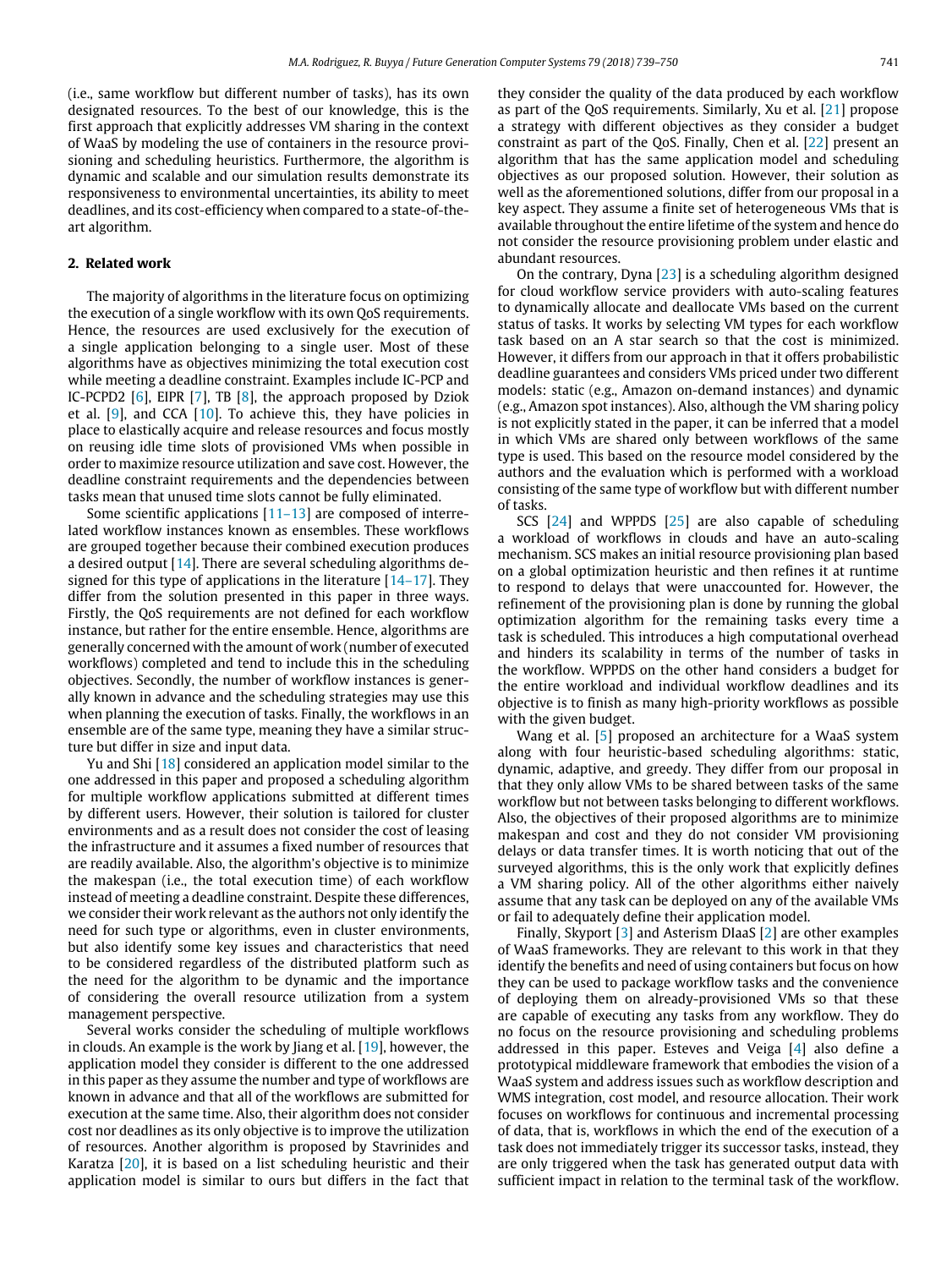(i.e., same workflow but different number of tasks), has its own designated resources. To the best of our knowledge, this is the first approach that explicitly addresses VM sharing in the context of WaaS by modeling the use of containers in the resource provisioning and scheduling heuristics. Furthermore, the algorithm is dynamic and scalable and our simulation results demonstrate its responsiveness to environmental uncertainties, its ability to meet deadlines, and its cost-efficiency when compared to a state-of-the-art algorithm.

## 2. Related work

The majority of algorithms in the literature focus on optimizing the execution of a single workflow with its own QoS requirements. Hence, the resources are used exclusively for the execution of a single application belonging to a single user. Most of these algorithms have as objectives minimizing the total execution cost while meeting a deadline constraint. Examples include IC-PCP and IC-PCPD2 [6], EIPR [7], TB [8], the approach proposed by Dziok et al. [9], and CCA [10]. To achieve this, they have policies in place to elastically acquire and release resources and focus mostly on reusing idle time slots of provisioned VMs when possible in order to maximize resource utilization and save cost. However, the deadline constraint requirements and the dependencies between tasks mean that unused time slots cannot be fully eliminated.

Some scientific applications [11–13] are composed of interrelated workflow instances known as ensembles. These workflows are grouped together because their combined execution produces a desired output [14]. There are several scheduling algorithms designed for this type of applications in the literature [14–17]. They differ from the solution presented in this paper in three ways. Firstly, the QoS requirements are not defined for each workflow instance, but rather for the entire ensemble. Hence, algorithms are generally concerned with the amount of work (number of executed workflows) completed and tend to include this in the scheduling objectives. Secondly, the number of workflow instances is generally known in advance and the scheduling strategies may use this when planning the execution of tasks. Finally, the workflows in an ensemble are of the same type, meaning they have a similar structure but differ in size and input data.

Yu and Shi [18] considered an application model similar to the one addressed in this paper and proposed a scheduling algorithm for multiple workflow applications submitted at different times by different users. However, their solution is tailored for cluster environments and as a result does not consider the cost of leasing the infrastructure and it assumes a fixed number of resources that are readily available. Also, the algorithm's objective is to minimize the makespan (i.e., the total execution time) of each workflow instead of meeting a deadline constraint. Despite these differences, we consider their work relevant as the authors not only identify the need for such type or algorithms, even in cluster environments, but also identify some key issues and characteristics that need to be considered regardless of the distributed platform such as the need for the algorithm to be dynamic and the importance of considering the overall resource utilization from a system management perspective.

Several works consider the scheduling of multiple workflows in clouds. An example is the work by Jiang et al. [19], however, the application model they consider is different to the one addressed in this paper as they assume the number and type of workflows are known in advance and that all of the workflows are submitted for execution at the same time. Also, their algorithm does not consider cost nor deadlines as its only objective is to improve the utilization of resources. Another algorithm is proposed by Stavrinides and Karatza [20], it is based on a list scheduling heuristic and their application model is similar to ours but differs in the fact that they consider the quality of the data produced by each workflow as part of the QoS requirements. Similarly, Xu et al. [21] propose a strategy with different objectives as they consider a budget constraint as part of the QoS. Finally, Chen et al. [22] present an algorithm that has the same application model and scheduling objectives as our proposed solution. However, their solution as well as the aforementioned solutions, differ from our proposal in a key aspect. They assume a finite set of heterogeneous VMs that is available throughout the entire lifetime of the system and hence do not consider the resource provisioning problem under elastic and abundant resources.

On the contrary, Dyna [23] is a scheduling algorithm designed for cloud workflow service providers with auto-scaling features to dynamically allocate and deallocate VMs based on the current status of tasks. It works by selecting VM types for each workflow task based on an A star search so that the cost is minimized. However, it differs from our approach in that it offers probabilistic deadline guarantees and considers VMs priced under two different models: static (e.g., Amazon on-demand instances) and dynamic (e.g., Amazon spot instances). Also, although the VM sharing policy is not explicitly stated in the paper, it can be inferred that a model in which VMs are shared only between workflows of the same type is used. This based on the resource model considered by the authors and the evaluation which is performed with a workload consisting of the same type of workflow but with different number of tasks.

SCS [24] and WPPDS [25] are also capable of scheduling a workload of workflows in clouds and have an auto-scaling mechanism. SCS makes an initial resource provisioning plan based on a global optimization heuristic and then refines it at runtime to respond to delays that were unaccounted for. However, the refinement of the provisioning plan is done by running the global optimization algorithm for the remaining tasks every time a task is scheduled. This introduces a high computational overhead and hinders its scalability in terms of the number of tasks in the workflow. WPPDS on the other hand considers a budget for the entire workload and individual workflow deadlines and its objective is to finish as many high-priority workflows as possible with the given budget.

Wang et al. [5] proposed an architecture for a WaaS system along with four heuristic-based scheduling algorithms: static, dynamic, adaptive, and greedy. They differ from our proposal in that they only allow VMs to be shared between tasks of the same workflow but not between tasks belonging to different workflows. Also, the objectives of their proposed algorithms are to minimize makespan and cost and they do not consider VM provisioning delays or data transfer times. It is worth noticing that out of the surveyed algorithms, this is the only work that explicitly defines a VM sharing policy. All of the other algorithms either naively assume that any task can be deployed on any of the available VMs or fail to adequately define their application model.

Finally, Skyport [3] and Asterism DIaaS [2] are other examples of WaaS frameworks. They are relevant to this work in that they identify the benefits and need of using containers but focus on how they can be used to package workflow tasks and the convenience of deploying them on already-provisioned VMs so that these are capable of executing any tasks from any workflow. They do no focus on the resource provisioning and scheduling problems addressed in this paper. Esteves and Veiga [4] also define a prototypical middleware framework that embodies the vision of a WaaS system and address issues such as workflow description and WMS integration, cost model, and resource allocation. Their work focuses on workflows for continuous and incremental processing of data, that is, workflows in which the end of the execution of a task does not immediately trigger its successor tasks, instead, they are only triggered when the task has generated output data with sufficient impact in relation to the terminal task of the workflow.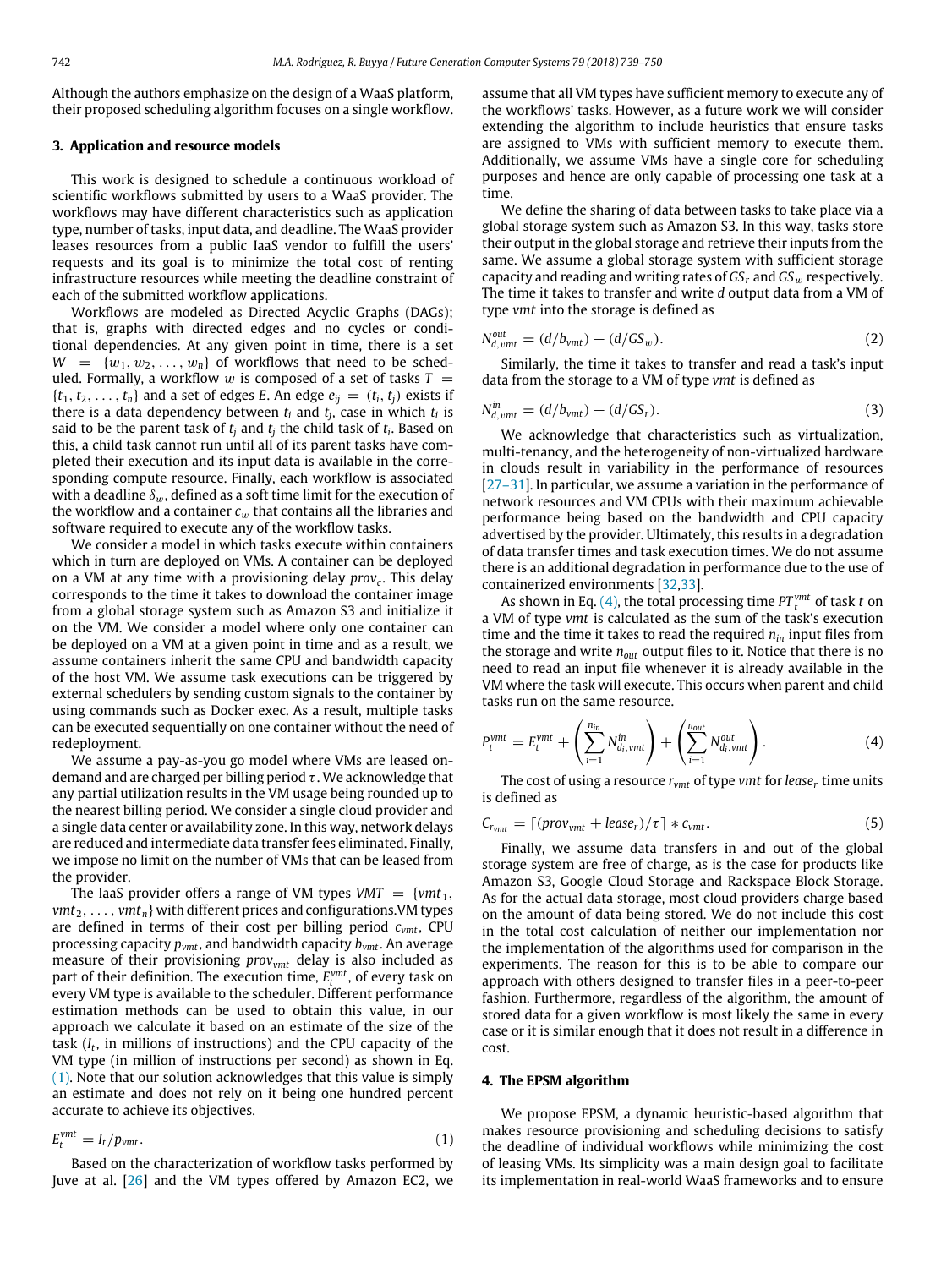Although the authors emphasize on the design of a WaaS platform, their proposed scheduling algorithm focuses on a single workflow.

## 3. Application and resource models

This work is designed to schedule a continuous workload of scientific workflows submitted by users to a WaaS provider. The workflows may have different characteristics such as application type, number of tasks, input data, and deadline. The WaaS provider leases resources from a public IaaS vendor to fulfill the users' requests and its goal is to minimize the total cost of renting infrastructure resources while meeting the deadline constraint of each of the submitted workflow applications.

Workflows are modeled as Directed Acyclic Graphs (DAGs); that is, graphs with directed edges and no cycles or conditional dependencies. At any given point in time, there is a set $W = \{w_1, w_2, \ldots, w_n\}$ of workflows that need to be scheduled. Formally, a workflow $w$ is composed of a set of tasks $T = \{t_1, t_2, \ldots, t_n\}$ and a set of edges $E$. An edge $e_{ij} = (t_i, t_j)$ exists if there is a data dependency between $t_i$ and $t_j$, case in which $t_i$ is said to be the parent task of $t_j$ and $t_j$ the child task of $t_i$. Based on this, a child task cannot run until all of its parent tasks have completed their execution and its input data is available in the corresponding compute resource. Finally, each workflow is associated with a deadline $\delta_w$, defined as a soft time limit for the execution of the workflow and a container $c_w$ that contains all the libraries and software required to execute any of the workflow tasks.

We consider a model in which tasks execute within containers which in turn are deployed on VMs. A container can be deployed on a VM at any time with a provisioning delay $prov_c$. This delay corresponds to the time it takes to download the container image from a global storage system such as Amazon S3 and initialize it on the VM. We consider a model where only one container can be deployed on a VM at a given point in time and as a result, we assume containers inherit the same CPU and bandwidth capacity of the host VM. We assume task executions can be triggered by external schedulers by sending custom signals to the container by using commands such as Docker exec. As a result, multiple tasks can be executed sequentially on one container without the need of redeployment.

We assume a pay-as-you go model where VMs are leased on-demand and are charged per billing period $\tau$. We acknowledge that any partial utilization results in the VM usage being rounded up to the nearest billing period. We consider a single cloud provider and a single data center or availability zone. In this way, network delays are reduced and intermediate data transfer fees eliminated. Finally, we impose no limit on the number of VMs that can be leased from the provider.

The IaaS provider offers a range of VM types $VMT = \{vmt_1, vmt_2, \ldots, vmt_n\}$ with different prices and configurations.VM types are defined in terms of their cost per billing period $c_{vmt}$, CPU processing capacity $p_{vmt}$, and bandwidth capacity $b_{vmt}$. An average measure of their provisioning $prov_{vmt}$ delay is also included as part of their definition. The execution time, $E_t^{vmt}$, of every task on every VM type is available to the scheduler. Different performance estimation methods can be used to obtain this value, in our approach we calculate it based on an estimate of the size of the task ($I_t$, in millions of instructions) and the CPU capacity of the VM type (in million of instructions per second) as shown in Eq. (1). Note that our solution acknowledges that this value is simply an estimate and does not rely on it being one hundred percent accurate to achieve its objectives.

$$E_t^{vmt} = I_t / p_{vmt}. \tag{1}$$

Based on the characterization of workflow tasks performed by Juve et al. [26] and the VM types offered by Amazon EC2, we assume that all VM types have sufficient memory to execute any of the workflows' tasks. However, as a future work we will consider extending the algorithm to include heuristics that ensure tasks are assigned to VMs with sufficient memory to execute them. Additionally, we assume VMs have a single core for scheduling purposes and hence are only capable of processing one task at a time.

We define the sharing of data between tasks to take place via a global storage system such as Amazon S3. In this way, tasks store their output in the global storage and retrieve their inputs from the same. We assume a global storage system with sufficient storage capacity and reading and writing rates of $GS_r$ and $GS_w$ respectively. The time it takes to transfer and write $d$ output data from a VM of type $vmt$ into the storage is defined as

$$N_{d,vmt}^{out} = (d/b_{vmt}) + (d/GS_w). \tag{2}$$

Similarly, the time it takes to transfer and read a task's input data from the storage to a VM of type $vmt$ is defined as

$$N_{d,vmt}^{in} = (d/b_{vmt}) + (d/GS_r). \tag{3}$$

We acknowledge that characteristics such as virtualization, multi-tenancy, and the heterogeneity of non-virtualized hardware in clouds result in variability in the performance of resources [27–31]. In particular, we assume a variation in the performance of network resources and VM CPUs with their maximum achievable performance being based on the bandwidth and CPU capacity advertised by the provider. Ultimately, this results in a degradation of data transfer times and task execution times. We do not assume there is an additional degradation in performance due to the use of containerized environments [32,33].

As shown in Eq. (4), the total processing time $PT_t^{vmt}$ of task $t$ on a VM of type $vmt$ is calculated as the sum of the task's execution time and the time it takes to read the required $n_{in}$ input files from the storage and write $n_{out}$ output files to it. Notice that there is no need to read an input file whenever it is already available in the VM where the task will execute. This occurs when parent and child tasks run on the same resource.

$$P_t^{vmt} = E_t^{vmt} + \left( \sum_{i=1}^{n_{in}} N_{d_i,vmt}^{in} \right) + \left( \sum_{i=1}^{n_{out}} N_{d_i,vmt}^{out} \right). \tag{4}$$

The cost of using a resource $r_{vmt}$ of type $vmt$ for $lease_r$ time units is defined as

$$C_{r_{vmt}} = \lceil (prov_{vmt} + lease_r)/\tau \rceil * c_{vmt}. \tag{5}$$

Finally, we assume data transfers in and out of the global storage system are free of charge, as is the case for products like Amazon S3, Google Cloud Storage and Rackspace Block Storage. As for the actual data storage, most cloud providers charge based on the amount of data being stored. We do not include this cost in the total cost calculation of neither our implementation nor the implementation of the algorithms used for comparison in the experiments. The reason for this is to be able to compare our approach with others designed to transfer files in a peer-to-peer fashion. Furthermore, regardless of the algorithm, the amount of stored data for a given workflow is most likely the same in every case or it is similar enough that it does not result in a difference in cost.

## 4. The EPSM algorithm

We propose EPSM, a dynamic heuristic-based algorithm that makes resource provisioning and scheduling decisions to satisfy the deadline of individual workflows while minimizing the cost of leasing VMs. Its simplicity was a main design goal to facilitate its implementation in real-world WaaS frameworks and to ensure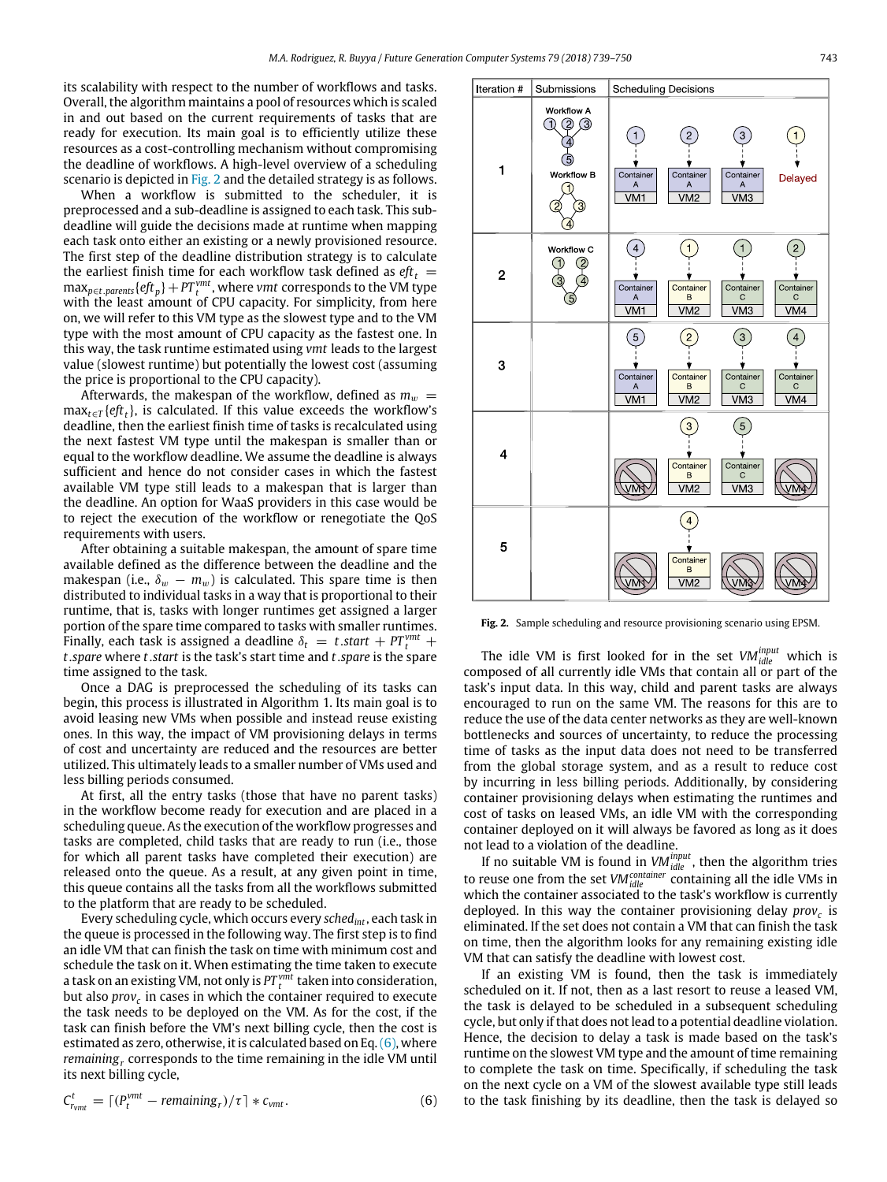its scalability with respect to the number of workflows and tasks. Overall, the algorithm maintains a pool of resources which is scaled in and out based on the current requirements of tasks that are ready for execution. Its main goal is to efficiently utilize these resources as a cost-controlling mechanism without compromising the deadline of workflows. A high-level overview of a scheduling scenario is depicted in Fig. 2 and the detailed strategy is as follows.

When a workflow is submitted to the scheduler, it is preprocessed and a sub-deadline is assigned to each task. This sub-deadline will guide the decisions made at runtime when mapping each task onto either an existing or a newly provisioned resource. The first step of the deadline distribution strategy is to calculate the earliest finish time for each workflow task defined as $eft_t = \max_{p \in t.parents}\{eft_p\} + PT_t^{vmt}$, where *vmt* corresponds to the VM type with the least amount of CPU capacity. For simplicity, from here on, we will refer to this VM type as the slowest type and to the VM type with the most amount of CPU capacity as the fastest one. In this way, the task runtime estimated using *vmt* leads to the largest value (slowest runtime) but potentially the lowest cost (assuming the price is proportional to the CPU capacity).

Afterwards, the makespan of the workflow, defined as $m_w = \max_{t \in T}\{eft_t\}$, is calculated. If this value exceeds the workflow's deadline, then the earliest finish time of tasks is recalculated using the next fastest VM type until the makespan is smaller than or equal to the workflow deadline. We assume the deadline is always sufficient and hence do not consider cases in which the fastest available VM type still leads to a makespan that is larger than the deadline. An option for WaaS providers in this case would be to reject the execution of the workflow or renegotiate the QoS requirements with users.

After obtaining a suitable makespan, the amount of spare time available defined as the difference between the deadline and the makespan (i.e., $\delta_w - m_w$) is calculated. This spare time is then distributed to individual tasks in a way that is proportional to their runtime, that is, tasks with longer runtimes get assigned a larger portion of the spare time compared to tasks with smaller runtimes. Finally, each task is assigned a deadline $\delta_t = t.start + PT_t^{vmt} + t.spare$ where *t.start* is the task's start time and *t.spare* is the spare time assigned to the task.

Once a DAG is preprocessed the scheduling of its tasks can begin, this process is illustrated in Algorithm 1. Its main goal is to avoid leasing new VMs when possible and instead reuse existing ones. In this way, the impact of VM provisioning delays in terms of cost and uncertainty are reduced and the resources are better utilized. This ultimately leads to a smaller number of VMs used and less billing periods consumed.

At first, all the entry tasks (those that have no parent tasks) in the workflow become ready for execution and are placed in a scheduling queue. As the execution of the workflow progresses and tasks are completed, child tasks that are ready to run (i.e., those for which all parent tasks have completed their execution) are released onto the queue. As a result, at any given point in time, this queue contains all the tasks from all the workflows submitted to the platform that are ready to be scheduled.

Every scheduling cycle, which occurs every $sched_{int}$, each task in the queue is processed in the following way. The first step is to find an idle VM that can finish the task on time with minimum cost and schedule the task on it. When estimating the time taken to execute a task on an existing VM, not only is $PT_t^{vmt}$ taken into consideration, but also $prov_c$ in cases in which the container required to execute the task needs to be deployed on the VM. As for the cost, if the task can finish before the VM's next billing cycle, then the cost is estimated as zero, otherwise, it is calculated based on Eq. (6), where $remaining_r$ corresponds to the time remaining in the idle VM until its next billing cycle,

$$C_{r_{vmt}}^t = \lceil (P_t^{vmt} - remaining_r)/\tau \rceil * c_{vmt}. \quad (6)$$

Iteration # | Submissions | Scheduling Decisions

1
Workflow A
Workflow B
Container A VM1 | Container A VM2 | Container A VM3 | Delayed

2
Workflow C
Container A VM1 | Container B VM2 | Container C VM3 | Container C VM4

3
Container A VM1 | Container B VM2 | Container C VM3 | Container C VM4

4
VM1 | Container B VM2 | Container C VM3 | VM4

5
VM1 | Container B VM2 | VM3 | VM4

**Fig. 2.** Sample scheduling and resource provisioning scenario using EPSM.

The idle VM is first looked for in the set $VM_{idle}^{input}$ which is composed of all currently idle VMs that contain all or part of the task's input data. In this way, child and parent tasks are always encouraged to run on the same VM. The reasons for this are to reduce the use of the data center networks as they are well-known bottlenecks and sources of uncertainty, to reduce the processing time of tasks as the input data does not need to be transferred from the global storage system, and as a result to reduce cost by incurring in less billing periods. Additionally, by considering container provisioning delays when estimating the runtimes and cost of tasks on leased VMs, an idle VM with the corresponding container deployed on it will always be favored as long as it does not lead to a violation of the deadline.

If no suitable VM is found in $VM_{idle}^{input}$, then the algorithm tries to reuse one from the set $VM_{idle}^{container}$ containing all the idle VMs in which the container associated to the task's workflow is currently deployed. In this way the container provisioning delay $prov_c$ is eliminated. If the set does not contain a VM that can finish the task on time, then the algorithm looks for any remaining existing idle VM that can satisfy the deadline with lowest cost.

If an existing VM is found, then the task is immediately scheduled on it. If not, then as a last resort to reuse a leased VM, the task is delayed to be scheduled in a subsequent scheduling cycle, but only if that does not lead to a potential deadline violation. Hence, the decision to delay a task is made based on the task's runtime on the slowest VM type and the amount of time remaining to complete the task on time. Specifically, if scheduling the task on the next cycle on a VM of the slowest available type still leads to the task finishing by its deadline, then the task is delayed so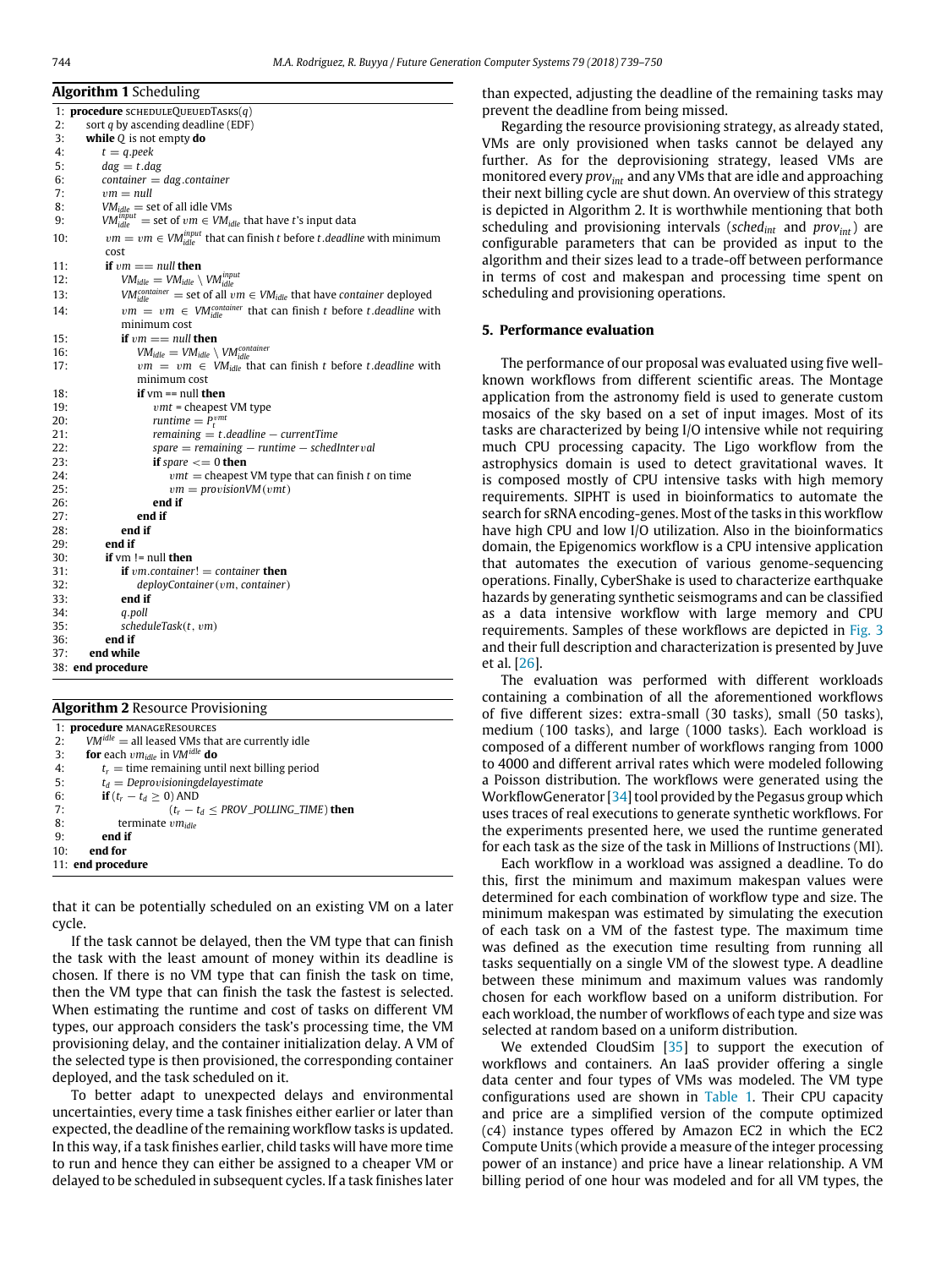**Algorithm 1** Scheduling

```
1:  procedure SCHEDULEQUEUEDTASKS(q)
2:    sort q by ascending deadline (EDF)
3:    while Q is not empty do
4:      t = q.peek
5:      dag = t.dag
6:      container = dag.container
7:      vm = null
8:      VM_idle = set of all idle VMs
9:      VM_idle^input = set of vm ∈ VM_idle that have t's input data
10:     vm = vm ∈ VM_idle^input that can finish t before t.deadline with minimum
        cost
11:     if vm == null then
12:       VM_idle = VM_idle \ VM_idle^input
13:       VM_idle^container = set of all vm ∈ VM_idle that have container deployed
14:       vm = vm ∈ VM_idle^container that can finish t before t.deadline with
          minimum cost
15:       if vm == null then
16:         VM_idle = VM_idle \ VM_idle^container
17:         vm = vm ∈ VM_idle that can finish t before t.deadline with
            minimum cost
18:         if vm == null then
19:           vmt = cheapest VM type
20:           runtime = P_t^vmt
21:           remaining = t.deadline − currentTime
22:           spare = remaining − runtime − schedInterval
23:           if spare <= 0 then
24:             vmt = cheapest VM type that can finish t on time
25:             vm = provisionVM(vmt)
26:           end if
27:         end if
28:       end if
29:     end if
30:     if vm != null then
31:       if vm.container! = container then
32:         deployContainer(vm, container)
33:       end if
34:       q.poll
35:       scheduleTask(t, vm)
36:     end if
37:   end while
38: end procedure
```

**Algorithm 2** Resource Provisioning

```
1:  procedure MANAGERESOURCES
2:    VM^idle = all leased VMs that are currently idle
3:    for each vm_idle in VM^idle do
4:      t_r = time remaining until next billing period
5:      t_d = Deprovisioningdelayestimate
6:      if (t_r − t_d ≥ 0) AND
7:                    (t_r − t_d ≤ PROV_POLLING_TIME) then
8:        terminate vm_idle
9:      end if
10:   end for
11: end procedure
```

that it can be potentially scheduled on an existing VM on a later cycle.

If the task cannot be delayed, then the VM type that can finish the task with the least amount of money within its deadline is chosen. If there is no VM type that can finish the task on time, then the VM type that can finish the task the fastest is selected. When estimating the runtime and cost of tasks on different VM types, our approach considers the task's processing time, the VM provisioning delay, and the container initialization delay. A VM of the selected type is then provisioned, the corresponding container deployed, and the task scheduled on it.

To better adapt to unexpected delays and environmental uncertainties, every time a task finishes either earlier or later than expected, the deadline of the remaining workflow tasks is updated. In this way, if a task finishes earlier, child tasks will have more time to run and hence they can either be assigned to a cheaper VM or delayed to be scheduled in subsequent cycles. If a task finishes later than expected, adjusting the deadline of the remaining tasks may prevent the deadline from being missed.

Regarding the resource provisioning strategy, as already stated, VMs are only provisioned when tasks cannot be delayed any further. As for the deprovisioning strategy, leased VMs are monitored every $prov_{int}$ and any VMs that are idle and approaching their next billing cycle are shut down. An overview of this strategy is depicted in Algorithm 2. It is worthwhile mentioning that both scheduling and provisioning intervals ($sched_{int}$ and $prov_{int}$) are configurable parameters that can be provided as input to the algorithm and their sizes lead to a trade-off between performance in terms of cost and makespan and processing time spent on scheduling and provisioning operations.

## 5. Performance evaluation

The performance of our proposal was evaluated using five well-known workflows from different scientific areas. The Montage application from the astronomy field is used to generate custom mosaics of the sky based on a set of input images. Most of its tasks are characterized by being I/O intensive while not requiring much CPU processing capacity. The Ligo workflow from the astrophysics domain is used to detect gravitational waves. It is composed mostly of CPU intensive tasks with high memory requirements. SIPHT is used in bioinformatics to automate the search for sRNA encoding-genes. Most of the tasks in this workflow have high CPU and low I/O utilization. Also in the bioinformatics domain, the Epigenomics workflow is a CPU intensive application that automates the execution of various genome-sequencing operations. Finally, CyberShake is used to characterize earthquake hazards by generating synthetic seismograms and can be classified as a data intensive workflow with large memory and CPU requirements. Samples of these workflows are depicted in Fig. 3 and their full description and characterization is presented by Juve et al. [26].

The evaluation was performed with different workloads containing a combination of all the aforementioned workflows of five different sizes: extra-small (30 tasks), small (50 tasks), medium (100 tasks), and large (1000 tasks). Each workload is composed of a different number of workflows ranging from 1000 to 4000 and different arrival rates which were modeled following a Poisson distribution. The workflows were generated using the WorkflowGenerator [34] tool provided by the Pegasus group which uses traces of real executions to generate synthetic workflows. For the experiments presented here, we used the runtime generated for each task as the size of the task in Millions of Instructions (MI).

Each workflow in a workload was assigned a deadline. To do this, first the minimum and maximum makespan values were determined for each combination of workflow type and size. The minimum makespan was estimated by simulating the execution of each task on a VM of the fastest type. The maximum time was defined as the execution time resulting from running all tasks sequentially on a single VM of the slowest type. A deadline between these minimum and maximum values was randomly chosen for each workflow based on a uniform distribution. For each workload, the number of workflows of each type and size was selected at random based on a uniform distribution.

We extended CloudSim [35] to support the execution of workflows and containers. An IaaS provider offering a single data center and four types of VMs was modeled. The VM type configurations used are shown in Table 1. Their CPU capacity and price are a simplified version of the compute optimized (c4) instance types offered by Amazon EC2 in which the EC2 Compute Units (which provide a measure of the integer processing power of an instance) and price have a linear relationship. A VM billing period of one hour was modeled and for all VM types, the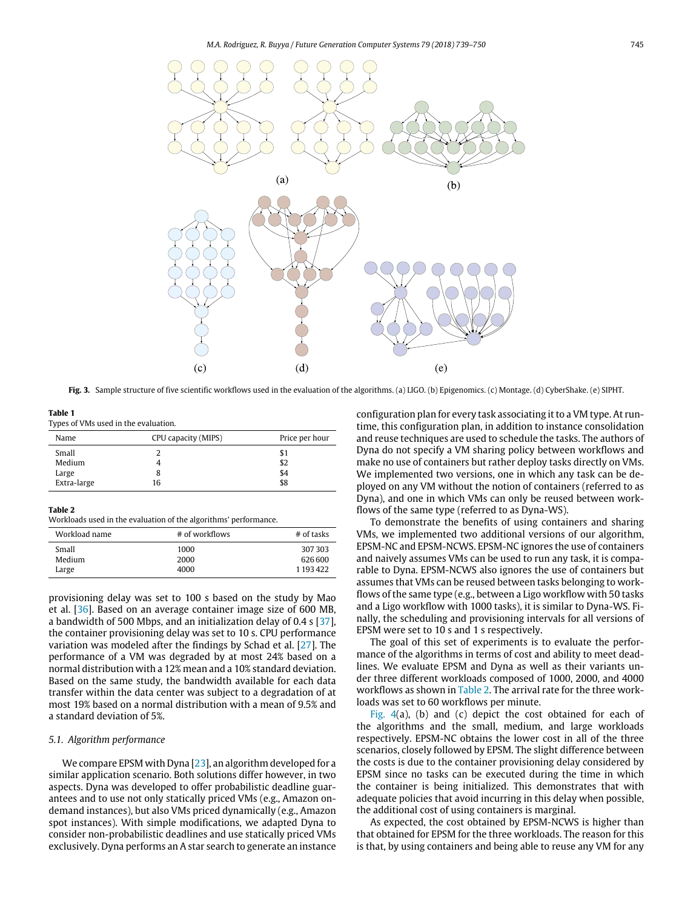**Fig. 3.** Sample structure of five scientific workflows used in the evaluation of the algorithms. (a) LIGO. (b) Epigenomics. (c) Montage. (d) CyberShake. (e) SIPHT.

**Table 1**
Types of VMs used in the evaluation.

| Name | CPU capacity (MIPS) | Price per hour |
|---|---|---|
| Small | 2 | $1 |
| Medium | 4 | $2 |
| Large | 8 | $4 |
| Extra-large | 16 | $8 |

**Table 2**
Workloads used in the evaluation of the algorithms' performance.

| Workload name | # of workflows | # of tasks |
|---|---|---|
| Small | 1000 | 307 303 |
| Medium | 2000 | 626 600 |
| Large | 4000 | 1 193 422 |

provisioning delay was set to 100 s based on the study by Mao et al. [36]. Based on an average container image size of 600 MB, a bandwidth of 500 Mbps, and an initialization delay of 0.4 s [37], the container provisioning delay was set to 10 s. CPU performance variation was modeled after the findings by Schad et al. [27]. The performance of a VM was degraded by at most 24% based on a normal distribution with a 12% mean and a 10% standard deviation. Based on the same study, the bandwidth available for each data transfer within the data center was subject to a degradation of at most 19% based on a normal distribution with a mean of 9.5% and a standard deviation of 5%.

### 5.1. Algorithm performance

We compare EPSM with Dyna [23], an algorithm developed for a similar application scenario. Both solutions differ however, in two aspects. Dyna was developed to offer probabilistic deadline guarantees and to use not only statically priced VMs (e.g., Amazon on-demand instances), but also VMs priced dynamically (e.g., Amazon spot instances). With simple modifications, we adapted Dyna to consider non-probabilistic deadlines and use statically priced VMs exclusively. Dyna performs an A star search to generate an instance configuration plan for every task associating it to a VM type. At runtime, this configuration plan, in addition to instance consolidation and reuse techniques are used to schedule the tasks. The authors of Dyna do not specify a VM sharing policy between workflows and make no use of containers but rather deploy tasks directly on VMs. We implemented two versions, one in which any task can be deployed on any VM without the notion of containers (referred to as Dyna), and one in which VMs can only be reused between workflows of the same type (referred to as Dyna-WS).

To demonstrate the benefits of using containers and sharing VMs, we implemented two additional versions of our algorithm, EPSM-NC and EPSM-NCWS. EPSM-NC ignores the use of containers and naively assumes VMs can be used to run any task, it is comparable to Dyna. EPSM-NCWS also ignores the use of containers but assumes that VMs can be reused between tasks belonging to workflows of the same type (e.g., between a Ligo workflow with 50 tasks and a Ligo workflow with 1000 tasks), it is similar to Dyna-WS. Finally, the scheduling and provisioning intervals for all versions of EPSM were set to 10 s and 1 s respectively.

The goal of this set of experiments is to evaluate the performance of the algorithms in terms of cost and ability to meet deadlines. We evaluate EPSM and Dyna as well as their variants under three different workloads composed of 1000, 2000, and 4000 workflows as shown in Table 2. The arrival rate for the three workloads was set to 60 workflows per minute.

Fig. 4(a), (b) and (c) depict the cost obtained for each of the algorithms and the small, medium, and large workloads respectively. EPSM-NC obtains the lower cost in all of the three scenarios, closely followed by EPSM. The slight difference between the costs is due to the container provisioning delay considered by EPSM since no tasks can be executed during the time in which the container is being initialized. This demonstrates that with adequate policies that avoid incurring in this delay when possible, the additional cost of using containers is marginal.

As expected, the cost obtained by EPSM-NCWS is higher than that obtained for EPSM for the three workloads. The reason for this is that, by using containers and being able to reuse any VM for any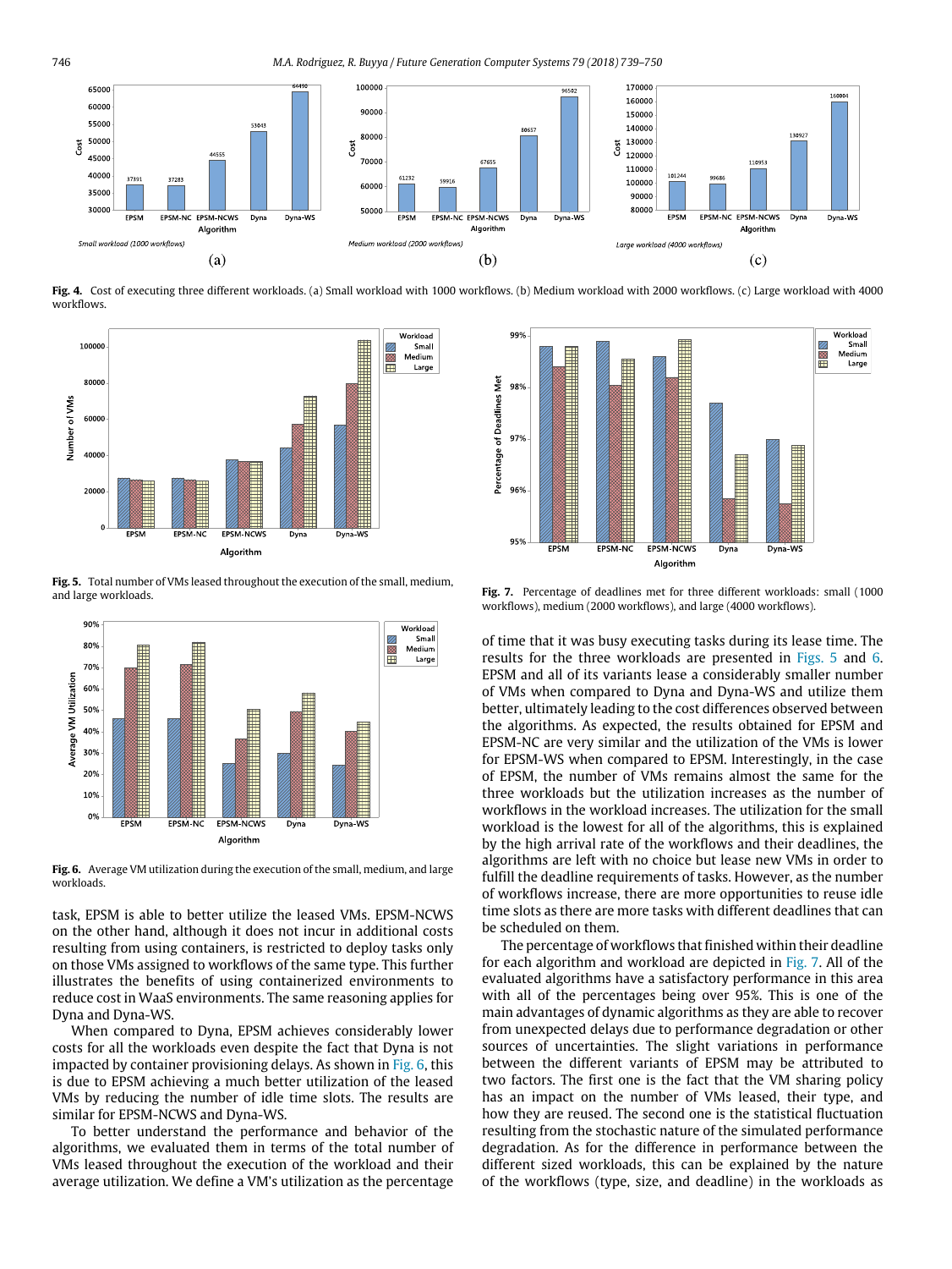Cost
65000
60000
55000
50000
45000
40000
35000
30000
37391
37283
44555
53043
64490
EPSM
EPSM-NC
EPSM-NCWS
Dyna
Dyna-WS
Algorithm
Small workload (1000 workflows)
(a)

Cost
100000
90000
80000
70000
60000
50000
61232
59916
67655
80657
96502
EPSM
EPSM-NC
EPSM-NCWS
Dyna
Dyna-WS
Algorithm
Medium workload (2000 workflows)
(b)

Cost
170000
160000
150000
140000
130000
120000
110000
100000
90000
80000
101244
99686
110953
130927
160004
EPSM
EPSM-NC
EPSM-NCWS
Dyna
Dyna-WS
Algorithm
Large workload (4000 workflows)
(c)

**Fig. 4.** Cost of executing three different workloads. (a) Small workload with 1000 workflows. (b) Medium workload with 2000 workflows. (c) Large workload with 4000 workflows.

Number of VMs
100000
80000
60000
40000
20000
0
EPSM
EPSM-NC
EPSM-NCWS
Dyna
Dyna-WS
Algorithm
Workload
Small
Medium
Large

**Fig. 5.** Total number of VMs leased throughout the execution of the small, medium, and large workloads.

Average VM Utilization
90%
80%
70%
60%
50%
40%
30%
20%
10%
0%
EPSM
EPSM-NC
EPSM-NCWS
Dyna
Dyna-WS
Algorithm
Workload
Small
Medium
Large

**Fig. 6.** Average VM utilization during the execution of the small, medium, and large workloads.

task, EPSM is able to better utilize the leased VMs. EPSM-NCWS on the other hand, although it does not incur in additional costs resulting from using containers, is restricted to deploy tasks only on those VMs assigned to workflows of the same type. This further illustrates the benefits of using containerized environments to reduce cost in WaaS environments. The same reasoning applies for Dyna and Dyna-WS.

When compared to Dyna, EPSM achieves considerably lower costs for all the workloads even despite the fact that Dyna is not impacted by container provisioning delays. As shown in Fig. 6, this is due to EPSM achieving a much better utilization of the leased VMs by reducing the number of idle time slots. The results are similar for EPSM-NCWS and Dyna-WS.

To better understand the performance and behavior of the algorithms, we evaluated them in terms of the total number of VMs leased throughout the execution of the workload and their average utilization. We define a VM's utilization as the percentage of time that it was busy executing tasks during its lease time. The results for the three workloads are presented in Figs. 5 and 6. EPSM and all of its variants lease a considerably smaller number of VMs when compared to Dyna and Dyna-WS and utilize them better, ultimately leading to the cost differences observed between the algorithms. As expected, the results obtained for EPSM and EPSM-NC are very similar and the utilization of the VMs is lower for EPSM-WS when compared to EPSM. Interestingly, in the case of EPSM, the number of VMs remains almost the same for the three workloads but the utilization increases as the number of workflows in the workload increases. The utilization for the small workload is the lowest for all of the algorithms, this is explained by the high arrival rate of the workflows and their deadlines, the algorithms are left with no choice but lease new VMs in order to fulfill the deadline requirements of tasks. However, as the number of workflows increase, there are more opportunities to reuse idle time slots as there are more tasks with different deadlines that can be scheduled on them.

Percentage of Deadlines Met
99%
98%
97%
96%
95%
EPSM
EPSM-NC
EPSM-NCWS
Dyna
Dyna-WS
Algorithm
Workload
Small
Medium
Large

**Fig. 7.** Percentage of deadlines met for three different workloads: small (1000 workflows), medium (2000 workflows), and large (4000 workflows).

The percentage of workflows that finished within their deadline for each algorithm and workload are depicted in Fig. 7. All of the evaluated algorithms have a satisfactory performance in this area with all of the percentages being over 95%. This is one of the main advantages of dynamic algorithms as they are able to recover from unexpected delays due to performance degradation or other sources of uncertainties. The slight variations in performance between the different variants of EPSM may be attributed to two factors. The first one is the fact that the VM sharing policy has an impact on the number of VMs leased, their type, and how they are reused. The second one is the statistical fluctuation resulting from the stochastic nature of the simulated performance degradation. As for the difference in performance between the different sized workloads, this can be explained by the nature of the workflows (type, size, and deadline) in the workloads as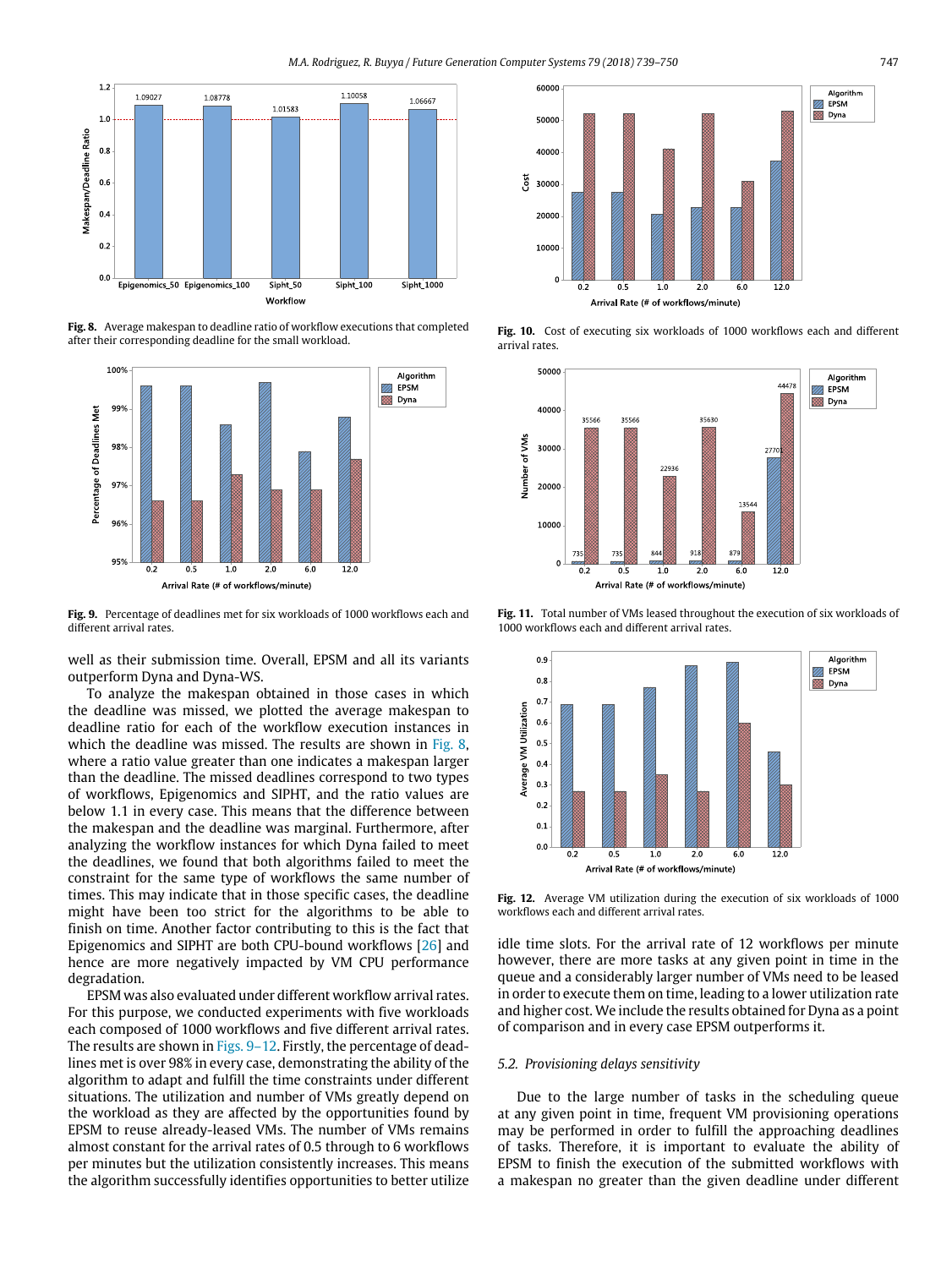Fig. 8. Average makespan to deadline ratio of workflow executions that completed after their corresponding deadline for the small workload.

Fig. 9. Percentage of deadlines met for six workloads of 1000 workflows each and different arrival rates.

well as their submission time. Overall, EPSM and all its variants outperform Dyna and Dyna-WS.

To analyze the makespan obtained in those cases in which the deadline was missed, we plotted the average makespan to deadline ratio for each of the workflow execution instances in which the deadline was missed. The results are shown in Fig. 8, where a ratio value greater than one indicates a makespan larger than the deadline. The missed deadlines correspond to two types of workflows, Epigenomics and SIPHT, and the ratio values are below 1.1 in every case. This means that the difference between the makespan and the deadline was marginal. Furthermore, after analyzing the workflow instances for which Dyna failed to meet the deadlines, we found that both algorithms failed to meet the constraint for the same type of workflows the same number of times. This may indicate that in those specific cases, the deadline might have been too strict for the algorithms to be able to finish on time. Another factor contributing to this is the fact that Epigenomics and SIPHT are both CPU-bound workflows [26] and hence are more negatively impacted by VM CPU performance degradation.

EPSM was also evaluated under different workflow arrival rates. For this purpose, we conducted experiments with five workloads each composed of 1000 workflows and five different arrival rates. The results are shown in Figs. 9–12. Firstly, the percentage of deadlines met is over 98% in every case, demonstrating the ability of the algorithm to adapt and fulfill the time constraints under different situations. The utilization and number of VMs greatly depend on the workload as they are affected by the opportunities found by EPSM to reuse already-leased VMs. The number of VMs remains almost constant for the arrival rates of 0.5 through to 6 workflows per minutes but the utilization consistently increases. This means the algorithm successfully identifies opportunities to better utilize

Fig. 10. Cost of executing six workloads of 1000 workflows each and different arrival rates.

Fig. 11. Total number of VMs leased throughout the execution of six workloads of 1000 workflows each and different arrival rates.

Fig. 12. Average VM utilization during the execution of six workloads of 1000 workflows each and different arrival rates.

idle time slots. For the arrival rate of 12 workflows per minute however, there are more tasks at any given point in time in the queue and a considerably larger number of VMs need to be leased in order to execute them on time, leading to a lower utilization rate and higher cost. We include the results obtained for Dyna as a point of comparison and in every case EPSM outperforms it.

### 5.2. Provisioning delays sensitivity

Due to the large number of tasks in the scheduling queue at any given point in time, frequent VM provisioning operations may be performed in order to fulfill the approaching deadlines of tasks. Therefore, it is important to evaluate the ability of EPSM to finish the execution of the submitted workflows with a makespan no greater than the given deadline under different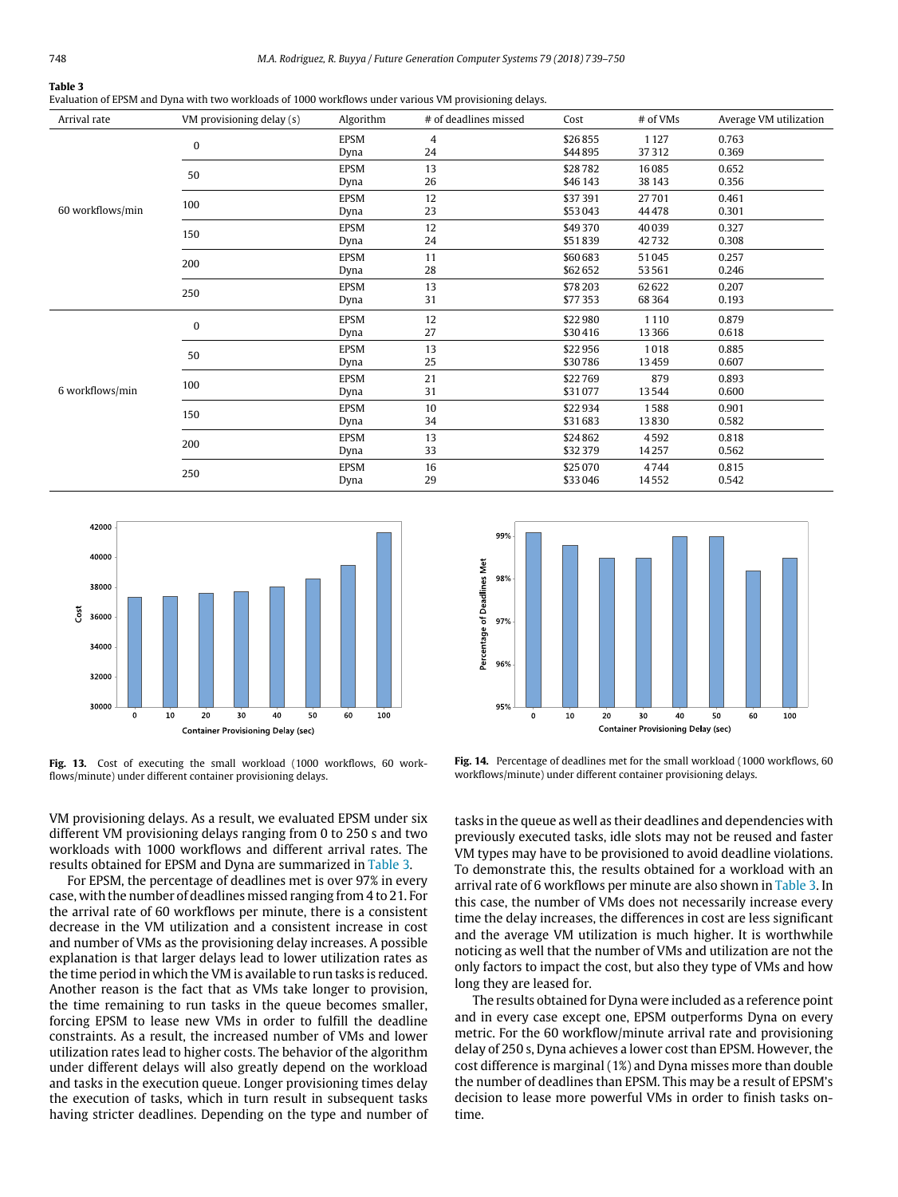**Table 3**
Evaluation of EPSM and Dyna with two workloads of 1000 workflows under various VM provisioning delays.

| Arrival rate | VM provisioning delay (s) | Algorithm | # of deadlines missed | Cost | # of VMs | Average VM utilization |
|---|---|---|---|---|---|---|
| 60 workflows/min | 0 | EPSM | 4 | $26 855 | 1 127 | 0.763 |
| | | Dyna | 24 | $44 895 | 37 312 | 0.369 |
| | 50 | EPSM | 13 | $28 782 | 16 085 | 0.652 |
| | | Dyna | 26 | $46 143 | 38 143 | 0.356 |
| | 100 | EPSM | 12 | $37 391 | 27 701 | 0.461 |
| | | Dyna | 23 | $53 043 | 44 478 | 0.301 |
| | 150 | EPSM | 12 | $49 370 | 40 039 | 0.327 |
| | | Dyna | 24 | $51 839 | 42 732 | 0.308 |
| | 200 | EPSM | 11 | $60 683 | 51 045 | 0.257 |
| | | Dyna | 28 | $62 652 | 53 561 | 0.246 |
| | 250 | EPSM | 13 | $78 203 | 62 622 | 0.207 |
| | | Dyna | 31 | $77 353 | 68 364 | 0.193 |
| 6 workflows/min | 0 | EPSM | 12 | $22 980 | 1 110 | 0.879 |
| | | Dyna | 27 | $30 416 | 13 366 | 0.618 |
| | 50 | EPSM | 13 | $22 956 | 1 018 | 0.885 |
| | | Dyna | 25 | $30 786 | 13 459 | 0.607 |
| | 100 | EPSM | 21 | $22 769 | 879 | 0.893 |
| | | Dyna | 31 | $31 077 | 13 544 | 0.600 |
| | 150 | EPSM | 10 | $22 934 | 1 588 | 0.901 |
| | | Dyna | 34 | $31 683 | 13 830 | 0.582 |
| | 200 | EPSM | 13 | $24 862 | 4 592 | 0.818 |
| | | Dyna | 33 | $32 379 | 14 257 | 0.562 |
| | 250 | EPSM | 16 | $25 070 | 4 744 | 0.815 |
| | | Dyna | 29 | $33 046 | 14 552 | 0.542 |

**Fig. 13.** Cost of executing the small workload (1000 workflows, 60 workflows/minute) under different container provisioning delays.

**Fig. 14.** Percentage of deadlines met for the small workload (1000 workflows, 60 workflows/minute) under different container provisioning delays.

VM provisioning delays. As a result, we evaluated EPSM under six different VM provisioning delays ranging from 0 to 250 s and two workloads with 1000 workflows and different arrival rates. The results obtained for EPSM and Dyna are summarized in Table 3.

For EPSM, the percentage of deadlines met is over 97% in every case, with the number of deadlines missed ranging from 4 to 21. For the arrival rate of 60 workflows per minute, there is a consistent decrease in the VM utilization and a consistent increase in cost and number of VMs as the provisioning delay increases. A possible explanation is that larger delays lead to lower utilization rates as the time period in which the VM is available to run tasks is reduced. Another reason is the fact that as VMs take longer to provision, the time remaining to run tasks in the queue becomes smaller, forcing EPSM to lease new VMs in order to fulfill the deadline constraints. As a result, the increased number of VMs and lower utilization rates lead to higher costs. The behavior of the algorithm under different delays will also greatly depend on the workload and tasks in the execution queue. Longer provisioning times delay the execution of tasks, which in turn result in subsequent tasks having stricter deadlines. Depending on the type and number of tasks in the queue as well as their deadlines and dependencies with previously executed tasks, idle slots may not be reused and faster VM types may have to be provisioned to avoid deadline violations. To demonstrate this, the results obtained for a workload with an arrival rate of 6 workflows per minute are also shown in Table 3. In this case, the number of VMs does not necessarily increase every time the delay increases, the differences in cost are less significant and the average VM utilization is much higher. It is worthwhile noticing as well that the number of VMs and utilization are not the only factors to impact the cost, but also they type of VMs and how long they are leased for.

The results obtained for Dyna were included as a reference point and in every case except one, EPSM outperforms Dyna on every metric. For the 60 workflow/minute arrival rate and provisioning delay of 250 s, Dyna achieves a lower cost than EPSM. However, the cost difference is marginal (1%) and Dyna misses more than double the number of deadlines than EPSM. This may be a result of EPSM's decision to lease more powerful VMs in order to finish tasks on-time.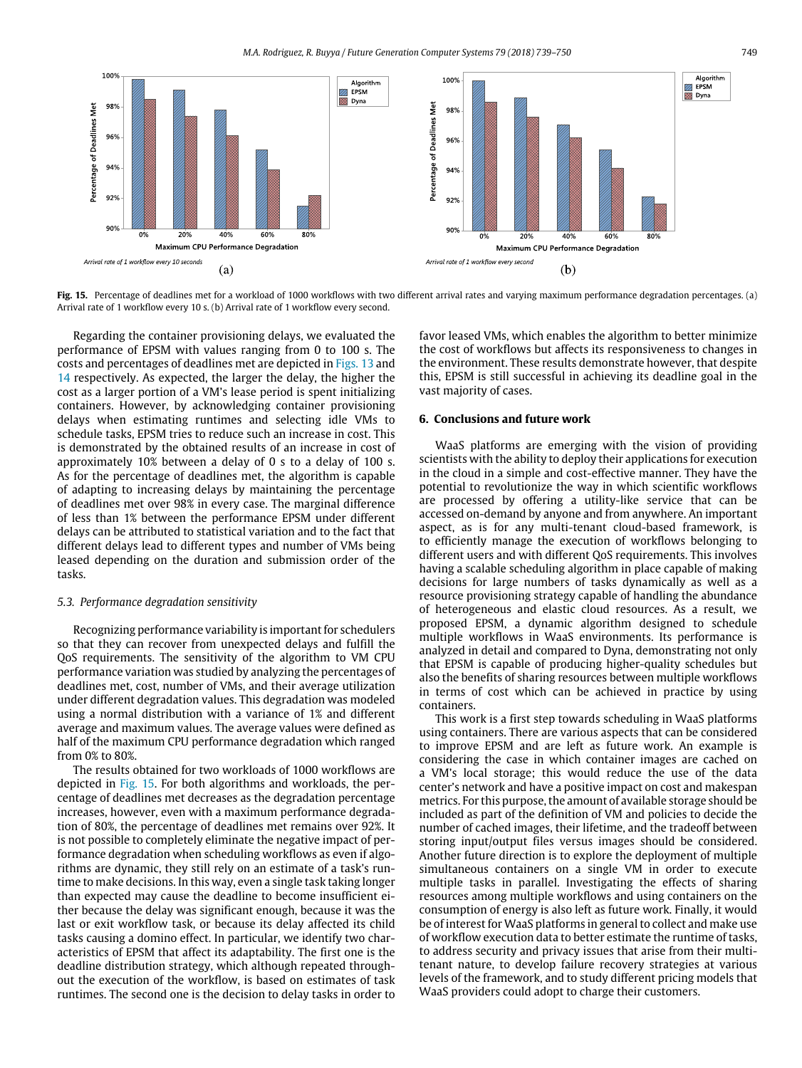(a)

Percentage of Deadlines Met

100%
98%
96%
94%
92%
90%

0%
20%
40%
60%
80%

Maximum CPU Performance Degradation

Algorithm
EPSM
Dyna

Arrival rate of 1 workflow every 10 seconds

(b)

Percentage of Deadlines Met

100%
98%
96%
94%
92%
90%

0%
20%
40%
60%
80%

Maximum CPU Performance Degradation

Algorithm
EPSM
Dyna

Arrival rate of 1 workflow every second

**Fig. 15.** Percentage of deadlines met for a workload of 1000 workflows with two different arrival rates and varying maximum performance degradation percentages. (a) Arrival rate of 1 workflow every 10 s. (b) Arrival rate of 1 workflow every second.

Regarding the container provisioning delays, we evaluated the performance of EPSM with values ranging from 0 to 100 s. The costs and percentages of deadlines met are depicted in Figs. 13 and 14 respectively. As expected, the larger the delay, the higher the cost as a larger portion of a VM's lease period is spent initializing containers. However, by acknowledging container provisioning delays when estimating runtimes and selecting idle VMs to schedule tasks, EPSM tries to reduce such an increase in cost. This is demonstrated by the obtained results of an increase in cost of approximately 10% between a delay of 0 s to a delay of 100 s. As for the percentage of deadlines met, the algorithm is capable of adapting to increasing delays by maintaining the percentage of deadlines met over 98% in every case. The marginal difference of less than 1% between the performance EPSM under different delays can be attributed to statistical variation and to the fact that different delays lead to different types and number of VMs being leased depending on the duration and submission order of the tasks.

### 5.3. Performance degradation sensitivity

Recognizing performance variability is important for schedulers so that they can recover from unexpected delays and fulfill the QoS requirements. The sensitivity of the algorithm to VM CPU performance variation was studied by analyzing the percentages of deadlines met, cost, number of VMs, and their average utilization under different degradation values. This degradation was modeled using a normal distribution with a variance of 1% and different average and maximum values. The average values were defined as half of the maximum CPU performance degradation which ranged from 0% to 80%.

The results obtained for two workloads of 1000 workflows are depicted in Fig. 15. For both algorithms and workloads, the percentage of deadlines met decreases as the degradation percentage increases, however, even with a maximum performance degradation of 80%, the percentage of deadlines met remains over 92%. It is not possible to completely eliminate the negative impact of performance degradation when scheduling workflows as even if algorithms are dynamic, they still rely on an estimate of a task's runtime to make decisions. In this way, even a single task taking longer than expected may cause the deadline to become insufficient either because the delay was significant enough, because it was the last or exit workflow task, or because its delay affected its child tasks causing a domino effect. In particular, we identify two characteristics of EPSM that affect its adaptability. The first one is the deadline distribution strategy, which although repeated throughout the execution of the workflow, is based on estimates of task runtimes. The second one is the decision to delay tasks in order to favor leased VMs, which enables the algorithm to better minimize the cost of workflows but affects its responsiveness to changes in the environment. These results demonstrate however, that despite this, EPSM is still successful in achieving its deadline goal in the vast majority of cases.

## 6. Conclusions and future work

WaaS platforms are emerging with the vision of providing scientists with the ability to deploy their applications for execution in the cloud in a simple and cost-effective manner. They have the potential to revolutionize the way in which scientific workflows are processed by offering a utility-like service that can be accessed on-demand by anyone and from anywhere. An important aspect, as is for any multi-tenant cloud-based framework, is to efficiently manage the execution of workflows belonging to different users and with different QoS requirements. This involves having a scalable scheduling algorithm in place capable of making decisions for large numbers of tasks dynamically as well as a resource provisioning strategy capable of handling the abundance of heterogeneous and elastic cloud resources. As a result, we proposed EPSM, a dynamic algorithm designed to schedule multiple workflows in WaaS environments. Its performance is analyzed in detail and compared to Dyna, demonstrating not only that EPSM is capable of producing higher-quality schedules but also the benefits of sharing resources between multiple workflows in terms of cost which can be achieved in practice by using containers.

This work is a first step towards scheduling in WaaS platforms using containers. There are various aspects that can be considered to improve EPSM and are left as future work. An example is considering the case in which container images are cached on a VM's local storage; this would reduce the use of the data center's network and have a positive impact on cost and makespan metrics. For this purpose, the amount of available storage should be included as part of the definition of VM and policies to decide the number of cached images, their lifetime, and the tradeoff between storing input/output files versus images should be considered. Another future direction is to explore the deployment of multiple simultaneous containers on a single VM in order to execute multiple tasks in parallel. Investigating the effects of sharing resources among multiple workflows and using containers on the consumption of energy is also left as future work. Finally, it would be of interest for WaaS platforms in general to collect and make use of workflow execution data to better estimate the runtime of tasks, to address security and privacy issues that arise from their multi-tenant nature, to develop failure recovery strategies at various levels of the framework, and to study different pricing models that WaaS providers could adopt to charge their customers.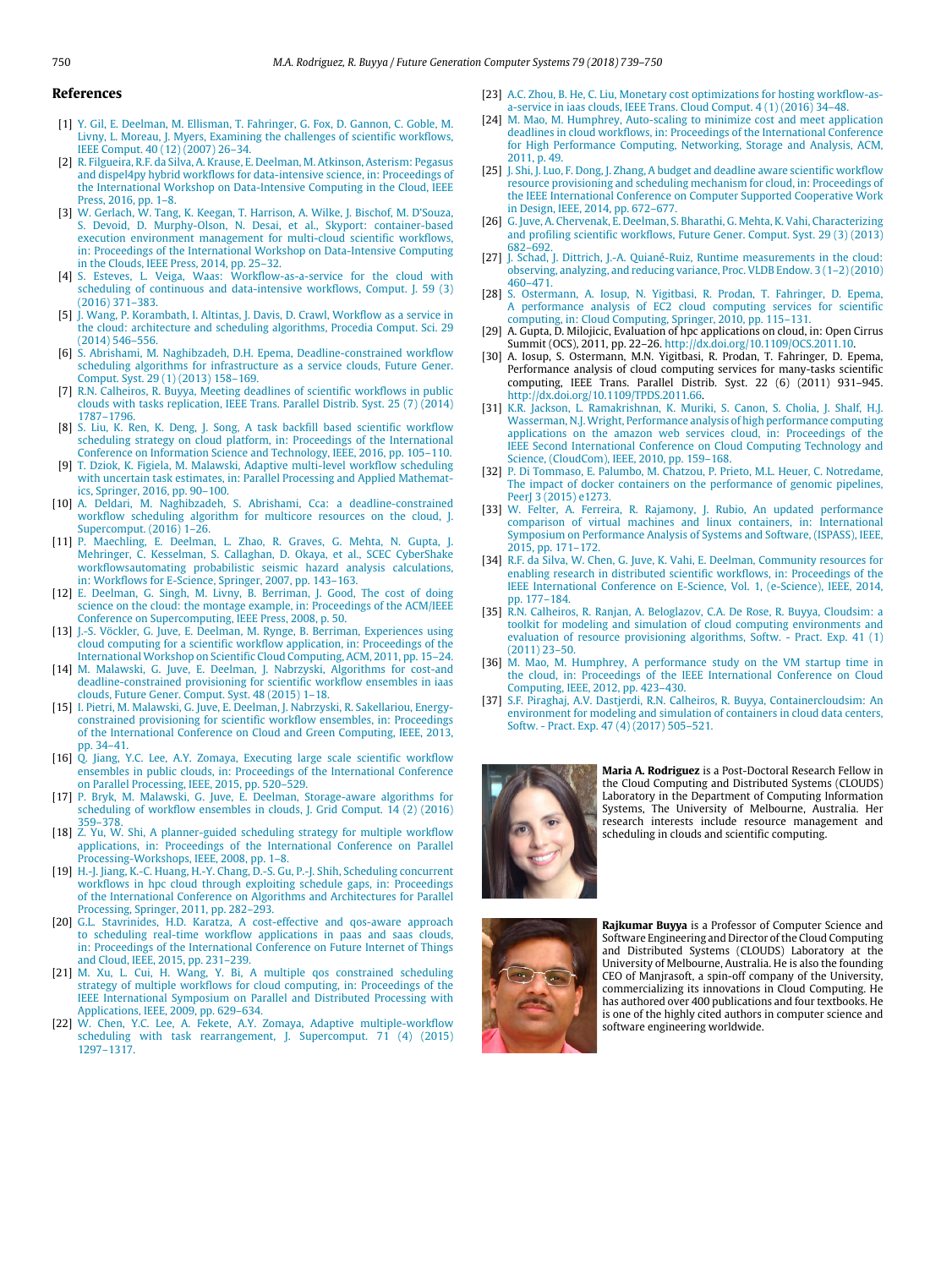## References

[1] Y. Gil, E. Deelman, M. Ellisman, T. Fahringer, G. Fox, D. Gannon, C. Goble, M. Livny, L. Moreau, J. Myers, Examining the challenges of scientific workflows, IEEE Comput. 40 (12) (2007) 26–34.

[2] R. Filgueira, R.F. da Silva, A. Krause, E. Deelman, M. Atkinson, Asterism: Pegasus and dispel4py hybrid workflows for data-intensive science, in: Proceedings of the International Workshop on Data-Intensive Computing in the Cloud, IEEE Press, 2016, pp. 1–8.

[3] W. Gerlach, W. Tang, K. Keegan, T. Harrison, A. Wilke, J. Bischof, M. D'Souza, S. Devoid, D. Murphy-Olson, N. Desai, et al., Skyport: container-based execution environment management for multi-cloud scientific workflows, in: Proceedings of the International Workshop on Data-Intensive Computing in the Clouds, IEEE Press, 2014, pp. 25–32.

[4] S. Esteves, L. Veiga, Waas: Workflow-as-a-service for the cloud with scheduling of continuous and data-intensive workflows, Comput. J. 59 (3) (2016) 371–383.

[5] J. Wang, P. Korambath, I. Altintas, J. Davis, D. Crawl, Workflow as a service in the cloud: architecture and scheduling algorithms, Procedia Comput. Sci. 29 (2014) 546–556.

[6] S. Abrishami, M. Naghibzadeh, D.H. Epema, Deadline-constrained workflow scheduling algorithms for infrastructure as a service clouds, Future Gener. Comput. Syst. 29 (1) (2013) 158–169.

[7] R.N. Calheiros, R. Buyya, Meeting deadlines of scientific workflows in public clouds with tasks replication, IEEE Trans. Parallel Distrib. Syst. 25 (7) (2014) 1787–1796.

[8] S. Liu, K. Ren, K. Deng, J. Song, A task backfill based scientific workflow scheduling strategy on cloud platform, in: Proceedings of the International Conference on Information Science and Technology, IEEE, 2016, pp. 105–110.

[9] T. Dziok, K. Figiela, M. Malawski, Adaptive multi-level workflow scheduling with uncertain task estimates, in: Parallel Processing and Applied Mathematics, Springer, 2016, pp. 90–100.

[10] A. Deldari, M. Naghibzadeh, S. Abrishami, Cca: a deadline-constrained workflow scheduling algorithm for multicore resources on the cloud, J. Supercomput. (2016) 1–26.

[11] P. Maechling, E. Deelman, L. Zhao, R. Graves, G. Mehta, N. Gupta, J. Mehringer, C. Kesselman, S. Callaghan, D. Okaya, et al., SCEC CyberShake workflowsautomating probabilistic seismic hazard analysis calculations, in: Workflows for E-Science, Springer, 2007, pp. 143–163.

[12] E. Deelman, G. Singh, M. Livny, B. Berriman, J. Good, The cost of doing science on the cloud: the montage example, in: Proceedings of the ACM/IEEE Conference on Supercomputing, IEEE Press, 2008, p. 50.

[13] J.-S. Vöckler, G. Juve, E. Deelman, M. Rynge, B. Berriman, Experiences using cloud computing for a scientific workflow application, in: Proceedings of the International Workshop on Scientific Cloud Computing, ACM, 2011, pp. 15–24.

[14] M. Malawski, G. Juve, E. Deelman, J. Nabrzyski, Algorithms for cost-and deadline-constrained provisioning for scientific workflow ensembles in iaas clouds, Future Gener. Comput. Syst. 48 (2015) 1–18.

[15] I. Pietri, M. Malawski, G. Juve, E. Deelman, J. Nabrzyski, R. Sakellariou, Energy-constrained provisioning for scientific workflow ensembles, in: Proceedings of the International Conference on Cloud and Green Computing, IEEE, 2013, pp. 34–41.

[16] Q. Jiang, Y.C. Lee, A.Y. Zomaya, Executing large scale scientific workflow ensembles in public clouds, in: Proceedings of the International Conference on Parallel Processing, IEEE, 2015, pp. 520–529.

[17] P. Bryk, M. Malawski, G. Juve, E. Deelman, Storage-aware algorithms for scheduling of workflow ensembles in clouds, J. Grid Comput. 14 (2) (2016) 359–378.

[18] Z. Yu, W. Shi, A planner-guided scheduling strategy for multiple workflow applications, in: Proceedings of the International Conference on Parallel Processing-Workshops, IEEE, 2008, pp. 1–8.

[19] H.-J. Jiang, K.-C. Huang, H.-Y. Chang, D.-S. Gu, P.-J. Shih, Scheduling concurrent workflows in hpc cloud through exploiting schedule gaps, in: Proceedings of the International Conference on Algorithms and Architectures for Parallel Processing, Springer, 2011, pp. 282–293.

[20] G.L. Stavrinides, H.D. Karatza, A cost-effective and qos-aware approach to scheduling real-time workflow applications in paas and saas clouds, in: Proceedings of the International Conference on Future Internet of Things and Cloud, IEEE, 2015, pp. 231–239.

[21] M. Xu, L. Cui, H. Wang, Y. Bi, A multiple qos constrained scheduling strategy of multiple workflows for cloud computing, in: Proceedings of the IEEE International Symposium on Parallel and Distributed Processing with Applications, IEEE, 2009, pp. 629–634.

[22] W. Chen, Y.C. Lee, A. Fekete, A.Y. Zomaya, Adaptive multiple-workflow scheduling with task rearrangement, J. Supercomput. 71 (4) (2015) 1297–1317.

[23] A.C. Zhou, B. He, C. Liu, Monetary cost optimizations for hosting workflow-as-a-service in iaas clouds, IEEE Trans. Cloud Comput. 4 (1) (2016) 34–48.

[24] M. Mao, M. Humphrey, Auto-scaling to minimize cost and meet application deadlines in cloud workflows, in: Proceedings of the International Conference for High Performance Computing, Networking, Storage and Analysis, ACM, 2011, p. 49.

[25] J. Shi, J. Luo, F. Dong, J. Zhang, A budget and deadline aware scientific workflow resource provisioning and scheduling mechanism for cloud, in: Proceedings of the IEEE International Conference on Computer Supported Cooperative Work in Design, IEEE, 2014, pp. 672–677.

[26] G. Juve, A. Chervenak, E. Deelman, S. Bharathi, G. Mehta, K. Vahi, Characterizing and profiling scientific workflows, Future Gener. Comput. Syst. 29 (3) (2013) 682–692.

[27] J. Schad, J. Dittrich, J.-A. Quiané-Ruiz, Runtime measurements in the cloud: observing, analyzing, and reducing variance, Proc. VLDB Endow. 3 (1–2) (2010) 460–471.

[28] S. Ostermann, A. Iosup, N. Yigitbasi, R. Prodan, T. Fahringer, D. Epema, A performance analysis of EC2 cloud computing services for scientific computing, in: Cloud Computing, Springer, 2010, pp. 115–131.

[29] A. Gupta, D. Milojicic, Evaluation of hpc applications on cloud, in: Open Cirrus Summit (OCS), 2011, pp. 22–26. http://dx.doi.org/10.1109/OCS.2011.10.

[30] A. Iosup, S. Ostermann, M.N. Yigitbasi, R. Prodan, T. Fahringer, D. Epema, Performance analysis of cloud computing services for many-tasks scientific computing, IEEE Trans. Parallel Distrib. Syst. 22 (6) (2011) 931–945. http://dx.doi.org/10.1109/TPDS.2011.66.

[31] K.R. Jackson, L. Ramakrishnan, K. Muriki, S. Canon, S. Cholia, J. Shalf, H.J. Wasserman, N.J. Wright, Performance analysis of high performance computing applications on the amazon web services cloud, in: Proceedings of the IEEE Second International Conference on Cloud Computing Technology and Science, (CloudCom), IEEE, 2010, pp. 159–168.

[32] P. Di Tommaso, E. Palumbo, M. Chatzou, P. Prieto, M.L. Heuer, C. Notredame, The impact of docker containers on the performance of genomic pipelines, PeerJ 3 (2015) e1273.

[33] W. Felter, A. Ferreira, R. Rajamony, J. Rubio, An updated performance comparison of virtual machines and linux containers, in: International Symposium on Performance Analysis of Systems and Software, (ISPASS), IEEE, 2015, pp. 171–172.

[34] R.F. da Silva, W. Chen, G. Juve, K. Vahi, E. Deelman, Community resources for enabling research in distributed scientific workflows, in: Proceedings of the IEEE International Conference on E-Science, Vol. 1, (e-Science), IEEE, 2014, pp. 177–184.

[35] R.N. Calheiros, R. Ranjan, A. Beloglazov, C.A. De Rose, R. Buyya, Cloudsim: a toolkit for modeling and simulation of cloud computing environments and evaluation of resource provisioning algorithms, Softw. - Pract. Exp. 41 (1) (2011) 23–50.

[36] M. Mao, M. Humphrey, A performance study on the VM startup time in the cloud, in: Proceedings of the IEEE International Conference on Cloud Computing, IEEE, 2012, pp. 423–430.

[37] S.F. Piraghaj, A.V. Dastjerdi, R.N. Calheiros, R. Buyya, Containercloudsim: An environment for modeling and simulation of containers in cloud data centers, Softw. - Pract. Exp. 47 (4) (2017) 505–521.

**Maria A. Rodriguez** is a Post-Doctoral Research Fellow in the Cloud Computing and Distributed Systems (CLOUDS) Laboratory in the Department of Computing Information Systems, The University of Melbourne, Australia. Her research interests include resource management and scheduling in clouds and scientific computing.

**Rajkumar Buyya** is a Professor of Computer Science and Software Engineering and Director of the Cloud Computing and Distributed Systems (CLOUDS) Laboratory at the University of Melbourne, Australia. He is also the founding CEO of Manjrasoft, a spin-off company of the University, commercializing its innovations in Cloud Computing. He has authored over 400 publications and four textbooks. He is one of the highly cited authors in computer science and software engineering worldwide.